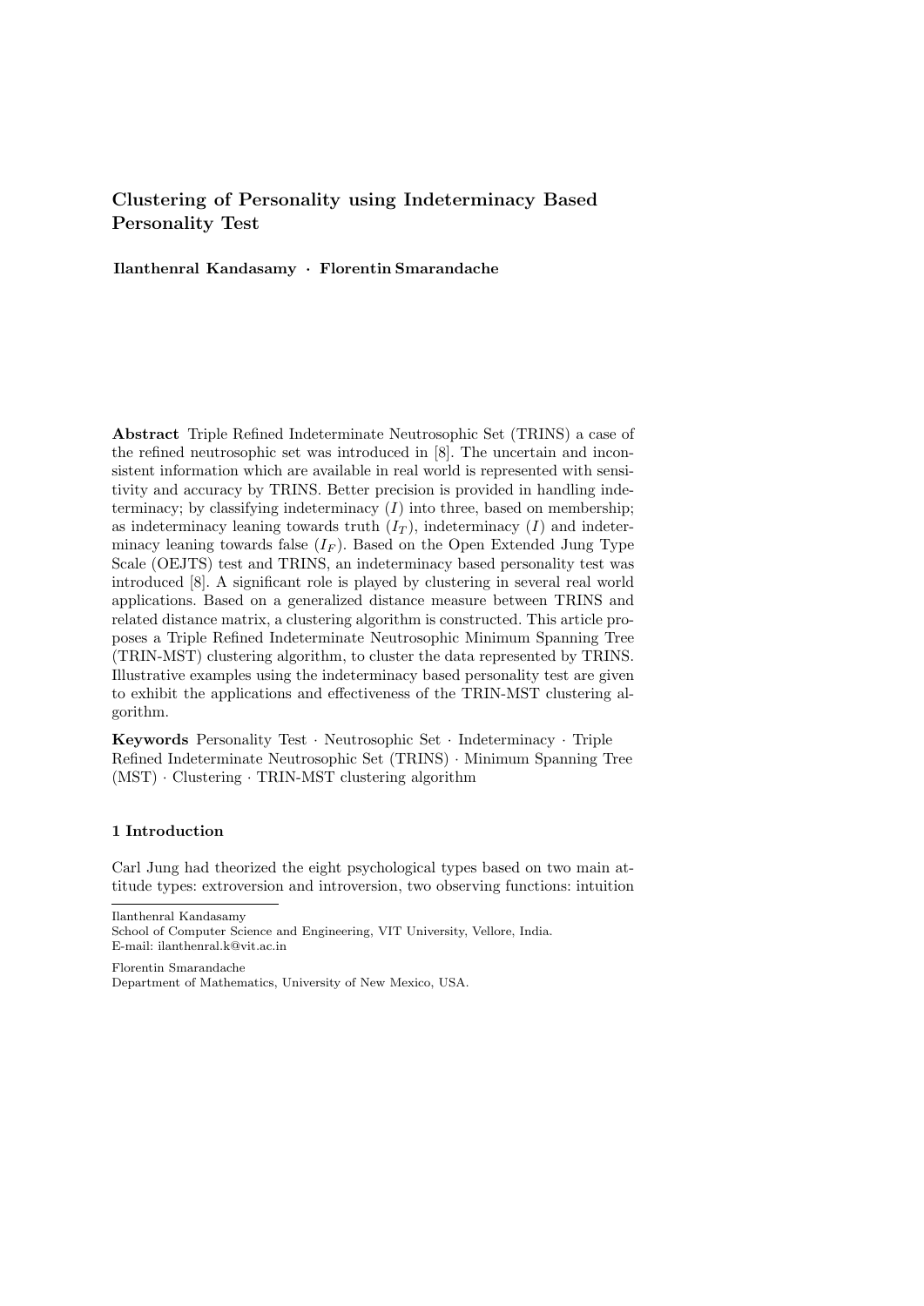# Clustering of Personality using Indeterminacy Based Personality Test

**Ilanthenral Kandasamy · Florentin Smarandache**

**Abstract** Triple Refined Indeterminate Neutrosophic Set (TRINS) a case of the refined neutrosophic set was introduced in [8]. The uncertain and inconsistent information which are available in real world is represented with sensitivity and accuracy by TRINS. Better precision is provided in handling indeterminacy; by classifying indeterminacy ($I$) into three, based on membership; as indeterminacy leaning towards truth ($I_T$), indeterminacy ($I$) and indeterminacy leaning towards false ($I_F$). Based on the Open Extended Jung Type Scale (OEJTS) test and TRINS, an indeterminacy based personality test was introduced [8]. A significant role is played by clustering in several real world applications. Based on a generalized distance measure between TRINS and related distance matrix, a clustering algorithm is constructed. This article proposes a Triple Refined Indeterminate Neutrosophic Minimum Spanning Tree (TRIN-MST) clustering algorithm, to cluster the data represented by TRINS. Illustrative examples using the indeterminacy based personality test are given to exhibit the applications and effectiveness of the TRIN-MST clustering algorithm.

**Keywords** Personality Test · Neutrosophic Set · Indeterminacy · Triple Refined Indeterminate Neutrosophic Set (TRINS) · Minimum Spanning Tree (MST) · Clustering · TRIN-MST clustering algorithm

## 1 Introduction

Carl Jung had theorized the eight psychological types based on two main attitude types: extroversion and introversion, two observing functions: intuition

---

Ilanthenral Kandasamy
School of Computer Science and Engineering, VIT University, Vellore, India.
E-mail: ilanthenral.k@vit.ac.in

Florentin Smarandache
Department of Mathematics, University of New Mexico, USA.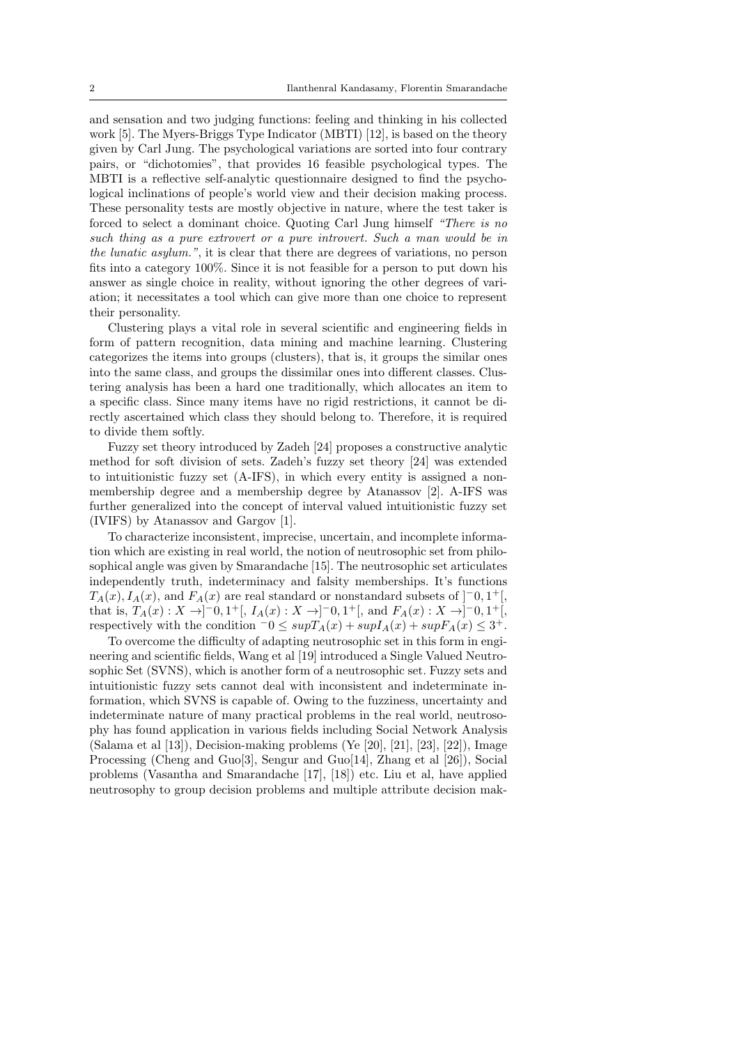and sensation and two judging functions: feeling and thinking in his collected work [5]. The Myers-Briggs Type Indicator (MBTI) [12], is based on the theory given by Carl Jung. The psychological variations are sorted into four contrary pairs, or "dichotomies", that provides 16 feasible psychological types. The MBTI is a reflective self-analytic questionnaire designed to find the psychological inclinations of people's world view and their decision making process. These personality tests are mostly objective in nature, where the test taker is forced to select a dominant choice. Quoting Carl Jung himself *"There is no such thing as a pure extrovert or a pure introvert. Such a man would be in the lunatic asylum."*, it is clear that there are degrees of variations, no person fits into a category 100%. Since it is not feasible for a person to put down his answer as single choice in reality, without ignoring the other degrees of variation; it necessitates a tool which can give more than one choice to represent their personality.

Clustering plays a vital role in several scientific and engineering fields in form of pattern recognition, data mining and machine learning. Clustering categorizes the items into groups (clusters), that is, it groups the similar ones into the same class, and groups the dissimilar ones into different classes. Clustering analysis has been a hard one traditionally, which allocates an item to a specific class. Since many items have no rigid restrictions, it cannot be directly ascertained which class they should belong to. Therefore, it is required to divide them softly.

Fuzzy set theory introduced by Zadeh [24] proposes a constructive analytic method for soft division of sets. Zadeh's fuzzy set theory [24] was extended to intuitionistic fuzzy set (A-IFS), in which every entity is assigned a non-membership degree and a membership degree by Atanassov [2]. A-IFS was further generalized into the concept of interval valued intuitionistic fuzzy set (IVIFS) by Atanassov and Gargov [1].

To characterize inconsistent, imprecise, uncertain, and incomplete information which are existing in real world, the notion of neutrosophic set from philosophical angle was given by Smarandache [15]. The neutrosophic set articulates independently truth, indeterminacy and falsity memberships. It's functions $T_A(x), I_A(x)$, and $F_A(x)$ are real standard or nonstandard subsets of $]^-0, 1^+[$, that is, $T_A(x) : X \to ]^-0, 1^+[$, $I_A(x) : X \to ]^-0, 1^+[$, and $F_A(x) : X \to ]^-0, 1^+[$, respectively with the condition $^-0 \leq supT_A(x) + supI_A(x) + supF_A(x) \leq 3^+$.

To overcome the difficulty of adapting neutrosophic set in this form in engineering and scientific fields, Wang et al [19] introduced a Single Valued Neutrosophic Set (SVNS), which is another form of a neutrosophic set. Fuzzy sets and intuitionistic fuzzy sets cannot deal with inconsistent and indeterminate information, which SVNS is capable of. Owing to the fuzziness, uncertainty and indeterminate nature of many practical problems in the real world, neutrosophy has found application in various fields including Social Network Analysis (Salama et al [13]), Decision-making problems (Ye [20], [21], [23], [22]), Image Processing (Cheng and Guo[3], Sengur and Guo[14], Zhang et al [26]), Social problems (Vasantha and Smarandache [17], [18]) etc. Liu et al, have applied neutrosophy to group decision problems and multiple attribute decision mak-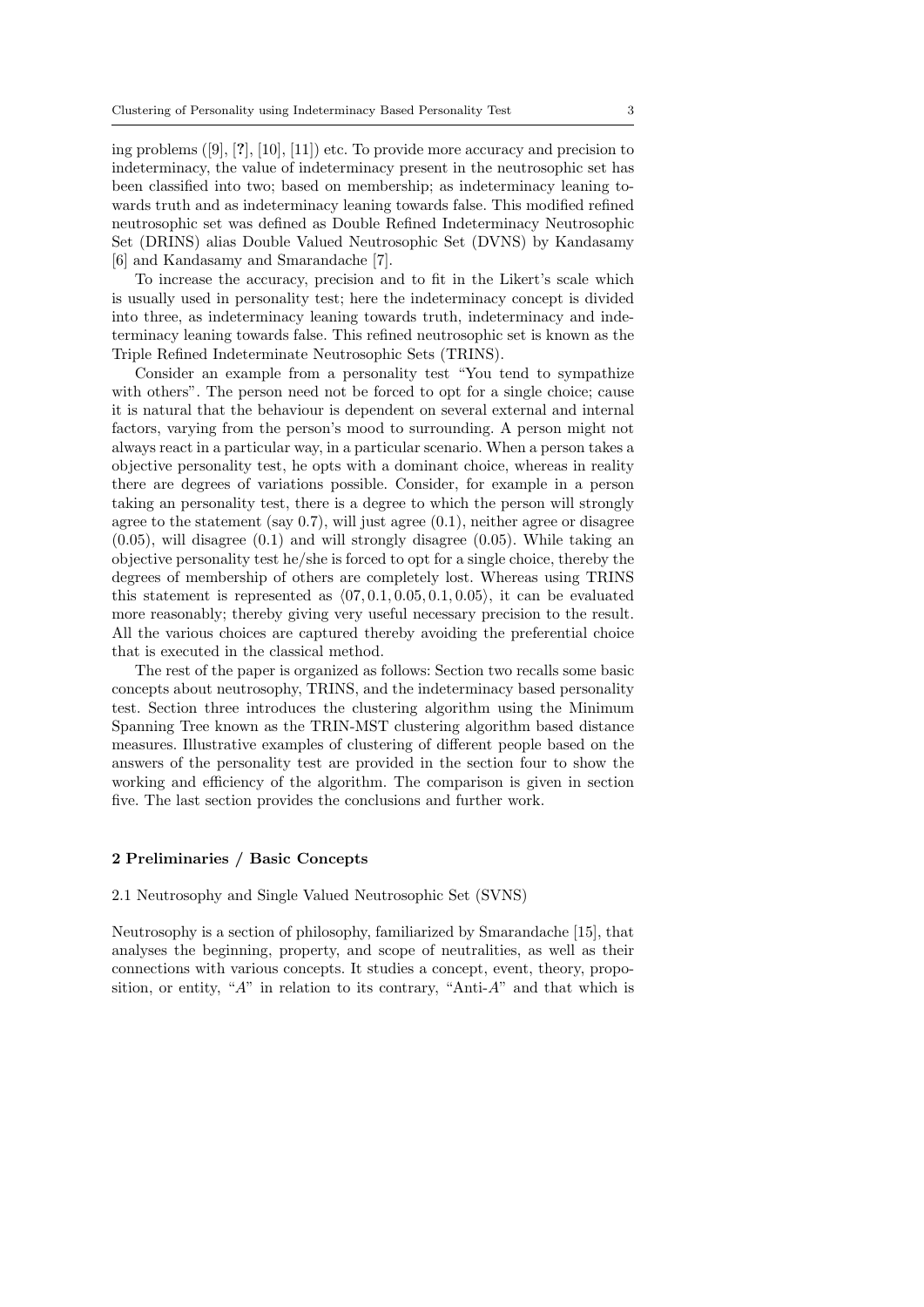ing problems ([9], [?], [10], [11]) etc. To provide more accuracy and precision to indeterminacy, the value of indeterminacy present in the neutrosophic set has been classified into two; based on membership; as indeterminacy leaning towards truth and as indeterminacy leaning towards false. This modified refined neutrosophic set was defined as Double Refined Indeterminacy Neutrosophic Set (DRINS) alias Double Valued Neutrosophic Set (DVNS) by Kandasamy [6] and Kandasamy and Smarandache [7].

To increase the accuracy, precision and to fit in the Likert's scale which is usually used in personality test; here the indeterminacy concept is divided into three, as indeterminacy leaning towards truth, indeterminacy and indeterminacy leaning towards false. This refined neutrosophic set is known as the Triple Refined Indeterminate Neutrosophic Sets (TRINS).

Consider an example from a personality test "You tend to sympathize with others". The person need not be forced to opt for a single choice; cause it is natural that the behaviour is dependent on several external and internal factors, varying from the person's mood to surrounding. A person might not always react in a particular way, in a particular scenario. When a person takes a objective personality test, he opts with a dominant choice, whereas in reality there are degrees of variations possible. Consider, for example in a person taking an personality test, there is a degree to which the person will strongly agree to the statement (say 0.7), will just agree (0.1), neither agree or disagree (0.05), will disagree (0.1) and will strongly disagree (0.05). While taking an objective personality test he/she is forced to opt for a single choice, thereby the degrees of membership of others are completely lost. Whereas using TRINS this statement is represented as $\langle 07, 0.1, 0.05, 0.1, 0.05 \rangle$, it can be evaluated more reasonably; thereby giving very useful necessary precision to the result. All the various choices are captured thereby avoiding the preferential choice that is executed in the classical method.

The rest of the paper is organized as follows: Section two recalls some basic concepts about neutrosophy, TRINS, and the indeterminacy based personality test. Section three introduces the clustering algorithm using the Minimum Spanning Tree known as the TRIN-MST clustering algorithm based distance measures. Illustrative examples of clustering of different people based on the answers of the personality test are provided in the section four to show the working and efficiency of the algorithm. The comparison is given in section five. The last section provides the conclusions and further work.

## 2 Preliminaries / Basic Concepts

### 2.1 Neutrosophy and Single Valued Neutrosophic Set (SVNS)

Neutrosophy is a section of philosophy, familiarized by Smarandache [15], that analyses the beginning, property, and scope of neutralities, as well as their connections with various concepts. It studies a concept, event, theory, proposition, or entity, "$A$" in relation to its contrary, "Anti-$A$" and that which is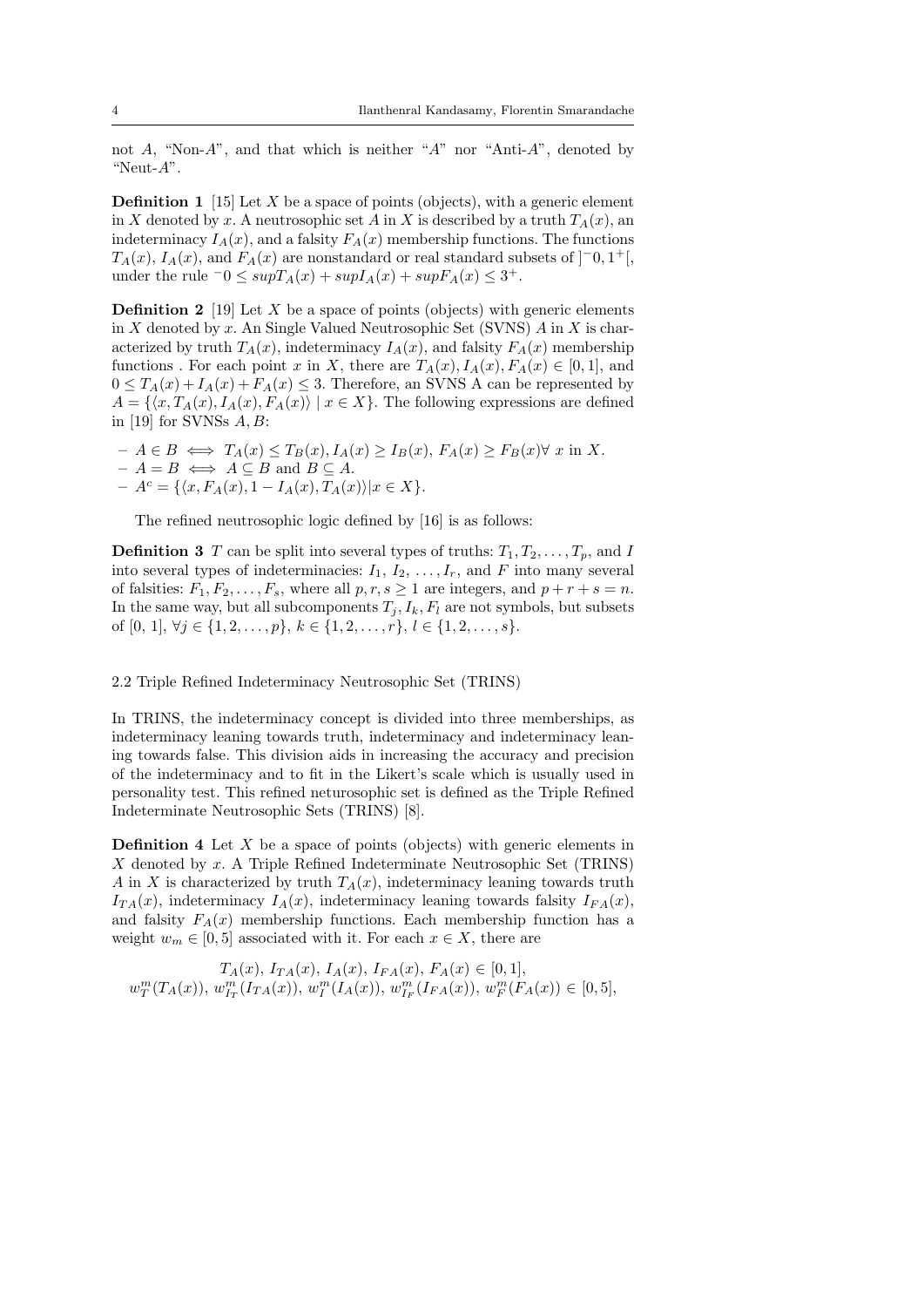not $A$, "Non-$A$", and that which is neither "$A$" nor "Anti-$A$", denoted by "Neut-$A$".

**Definition 1** [15] Let $X$ be a space of points (objects), with a generic element in $X$ denoted by $x$. A neutrosophic set $A$ in $X$ is described by a truth $T_A(x)$, an indeterminacy $I_A(x)$, and a falsity $F_A(x)$ membership functions. The functions $T_A(x)$, $I_A(x)$, and $F_A(x)$ are nonstandard or real standard subsets of $]^{-}0, 1^{+}[$, under the rule $^{-}0 \leq supT_A(x) + supI_A(x) + supF_A(x) \leq 3^{+}$.

**Definition 2** [19] Let $X$ be a space of points (objects) with generic elements in $X$ denoted by $x$. An Single Valued Neutrosophic Set (SVNS) $A$ in $X$ is characterized by truth $T_A(x)$, indeterminacy $I_A(x)$, and falsity $F_A(x)$ membership functions . For each point $x$ in $X$, there are $T_A(x), I_A(x), F_A(x) \in [0, 1]$, and $0 \leq T_A(x) + I_A(x) + F_A(x) \leq 3$. Therefore, an SVNS A can be represented by $A = \{\langle x, T_A(x), I_A(x), F_A(x)\rangle \mid x \in X\}$. The following expressions are defined in [19] for SVNSs $A, B$:

- $A \in B \iff T_A(x) \leq T_B(x), I_A(x) \geq I_B(x), F_A(x) \geq F_B(x) \forall\ x$ in $X$.
- $A = B \iff A \subseteq B$ and $B \subseteq A$.
- $A^c = \{\langle x, F_A(x), 1 - I_A(x), T_A(x)\rangle | x \in X\}$.

The refined neutrosophic logic defined by [16] is as follows:

**Definition 3** *$T$ can be split into several types of truths: $T_1, T_2, \ldots, T_p$, and $I$ into several types of indeterminacies: $I_1$, $I_2$, $\ldots, I_r$, and $F$ into many several of falsities: $F_1, F_2, \ldots, F_s$, where all $p, r, s \geq 1$ are integers, and $p + r + s = n$. In the same way, but all subcomponents $T_j, I_k, F_l$ are not symbols, but subsets of [0, 1], $\forall j \in \{1, 2, \ldots, p\}$, $k \in \{1, 2, \ldots, r\}$, $l \in \{1, 2, \ldots, s\}$.*

## 2.2 Triple Refined Indeterminacy Neutrosophic Set (TRINS)

In TRINS, the indeterminacy concept is divided into three memberships, as indeterminacy leaning towards truth, indeterminacy and indeterminacy leaning towards false. This division aids in increasing the accuracy and precision of the indeterminacy and to fit in the Likert's scale which is usually used in personality test. This refined neturosophic set is defined as the Triple Refined Indeterminate Neutrosophic Sets (TRINS) [8].

**Definition 4** Let $X$ be a space of points (objects) with generic elements in $X$ denoted by $x$. A Triple Refined Indeterminate Neutrosophic Set (TRINS) $A$ in $X$ is characterized by truth $T_A(x)$, indeterminacy leaning towards truth $I_{TA}(x)$, indeterminacy $I_A(x)$, indeterminacy leaning towards falsity $I_{FA}(x)$, and falsity $F_A(x)$ membership functions. Each membership function has a weight $w_m \in [0, 5]$ associated with it. For each $x \in X$, there are

$$T_A(x),\ I_{TA}(x),\ I_A(x),\ I_{FA}(x),\ F_A(x) \in [0, 1],$$
$$w_T^m(T_A(x)),\ w_{I_T}^m(I_{TA}(x)),\ w_I^m(I_A(x)),\ w_{I_F}^m(I_{FA}(x)),\ w_F^m(F_A(x)) \in [0, 5],$$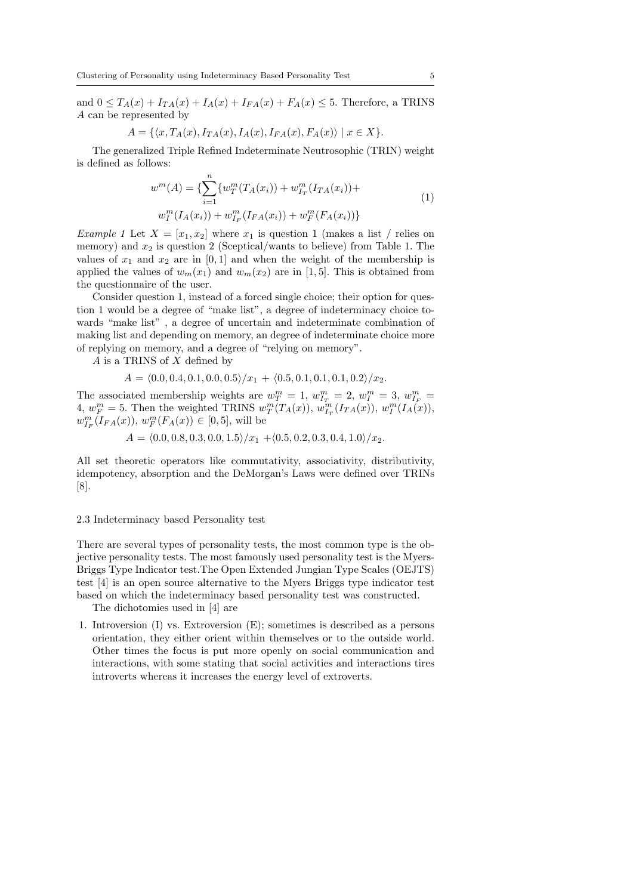and $0 \leq T_A(x) + I_{TA}(x) + I_A(x) + I_{FA}(x) + F_A(x) \leq 5$. Therefore, a TRINS $A$ can be represented by

$$A = \{\langle x, T_A(x), I_{TA}(x), I_A(x), I_{FA}(x), F_A(x)\rangle \mid x \in X\}.$$

The generalized Triple Refined Indeterminate Neutrosophic (TRIN) weight is defined as follows:

$$w^m(A) = \{\sum_{i=1}^{n} \{w^m_T(T_A(x_i)) + w^m_{I_T}(I_{TA}(x_i)) + w^m_I(I_A(x_i)) + w^m_{I_F}(I_{FA}(x_i)) + w^m_F(F_A(x_i))\} \tag{1}$$

*Example 1* Let $X = [x_1, x_2]$ where $x_1$ is question 1 (makes a list / relies on memory) and $x_2$ is question 2 (Sceptical/wants to believe) from Table 1. The values of $x_1$ and $x_2$ are in $[0, 1]$ and when the weight of the membership is applied the values of $w_m(x_1)$ and $w_m(x_2)$ are in $[1, 5]$. This is obtained from the questionnaire of the user.

Consider question 1, instead of a forced single choice; their option for question 1 would be a degree of "make list", a degree of indeterminacy choice towards "make list" , a degree of uncertain and indeterminate combination of making list and depending on memory, an degree of indeterminate choice more of replying on memory, and a degree of "relying on memory".

$A$ is a TRINS of $X$ defined by

$$A = \langle 0.0, 0.4, 0.1, 0.0, 0.5\rangle/x_1 + \langle 0.5, 0.1, 0.1, 0.1, 0.2\rangle/x_2.$$

The associated membership weights are $w^m_T = 1$, $w^m_{I_T} = 2$, $w^m_I = 3$, $w^m_{I_F} = 4$, $w^m_F = 5$. Then the weighted TRINS $w^m_T(T_A(x))$, $w^m_{I_T}(I_{TA}(x))$, $w^m_I(I_A(x))$, $w^m_{I_F}(I_{FA}(x))$, $w^m_F(F_A(x)) \in [0, 5]$, will be

$$A = \langle 0.0, 0.8, 0.3, 0.0, 1.5\rangle/x_1 + \langle 0.5, 0.2, 0.3, 0.4, 1.0\rangle/x_2.$$

All set theoretic operators like commutativity, associativity, distributivity, idempotency, absorption and the DeMorgan's Laws were defined over TRINs [8].

### 2.3 Indeterminacy based Personality test

There are several types of personality tests, the most common type is the objective personality tests. The most famously used personality test is the Myers-Briggs Type Indicator test.The Open Extended Jungian Type Scales (OEJTS) test [4] is an open source alternative to the Myers Briggs type indicator test based on which the indeterminacy based personality test was constructed.

The dichotomies used in [4] are

1. Introversion (I) vs. Extroversion (E); sometimes is described as a persons orientation, they either orient within themselves or to the outside world. Other times the focus is put more openly on social communication and interactions, with some stating that social activities and interactions tires introverts whereas it increases the energy level of extroverts.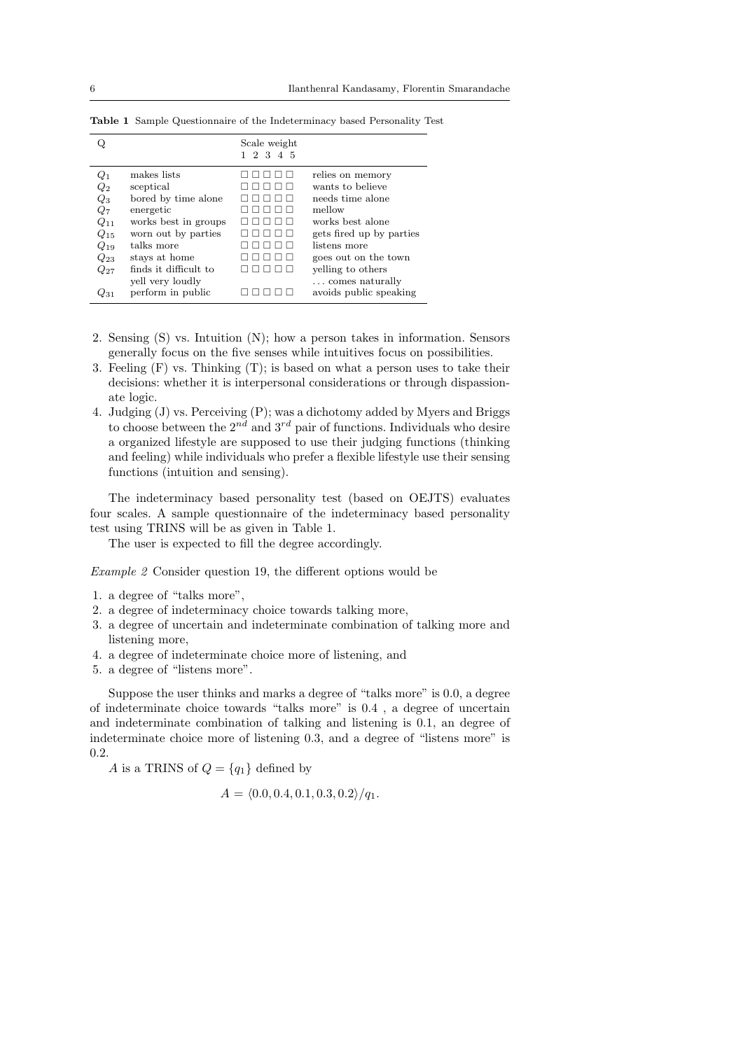**Table 1** Sample Questionnaire of the Indeterminacy based Personality Test

| Q | | Scale weight<br>1 2 3 4 5 | |
|---|---|---|---|
| $Q_1$ | makes lists | □ □ □ □ □ | relies on memory |
| $Q_2$ | sceptical | □ □ □ □ □ | wants to believe |
| $Q_3$ | bored by time alone | □ □ □ □ □ | needs time alone |
| $Q_7$ | energetic | □ □ □ □ □ | mellow |
| $Q_{11}$ | works best in groups | □ □ □ □ □ | works best alone |
| $Q_{15}$ | worn out by parties | □ □ □ □ □ | gets fired up by parties |
| $Q_{19}$ | talks more | □ □ □ □ □ | listens more |
| $Q_{23}$ | stays at home | □ □ □ □ □ | goes out on the town |
| $Q_{27}$ | finds it difficult to yell very loudly | □ □ □ □ □ | yelling to others ... comes naturally |
| $Q_{31}$ | perform in public | □ □ □ □ □ | avoids public speaking |

2. Sensing (S) vs. Intuition (N); how a person takes in information. Sensors generally focus on the five senses while intuitives focus on possibilities.
3. Feeling (F) vs. Thinking (T); is based on what a person uses to take their decisions: whether it is interpersonal considerations or through dispassionate logic.
4. Judging (J) vs. Perceiving (P); was a dichotomy added by Myers and Briggs to choose between the $2^{nd}$ and $3^{rd}$ pair of functions. Individuals who desire a organized lifestyle are supposed to use their judging functions (thinking and feeling) while individuals who prefer a flexible lifestyle use their sensing functions (intuition and sensing).

The indeterminacy based personality test (based on OEJTS) evaluates four scales. A sample questionnaire of the indeterminacy based personality test using TRINS will be as given in Table 1.

The user is expected to fill the degree accordingly.

*Example 2* Consider question 19, the different options would be

1. a degree of "talks more",
2. a degree of indeterminacy choice towards talking more,
3. a degree of uncertain and indeterminate combination of talking more and listening more,
4. a degree of indeterminate choice more of listening, and
5. a degree of "listens more".

Suppose the user thinks and marks a degree of "talks more" is 0.0, a degree of indeterminate choice towards "talks more" is 0.4 , a degree of uncertain and indeterminate combination of talking and listening is 0.1, an degree of indeterminate choice more of listening 0.3, and a degree of "listens more" is 0.2.

$A$ is a TRINS of $Q = \{q_1\}$ defined by

$$A = \langle 0.0, 0.4, 0.1, 0.3, 0.2\rangle / q_1.$$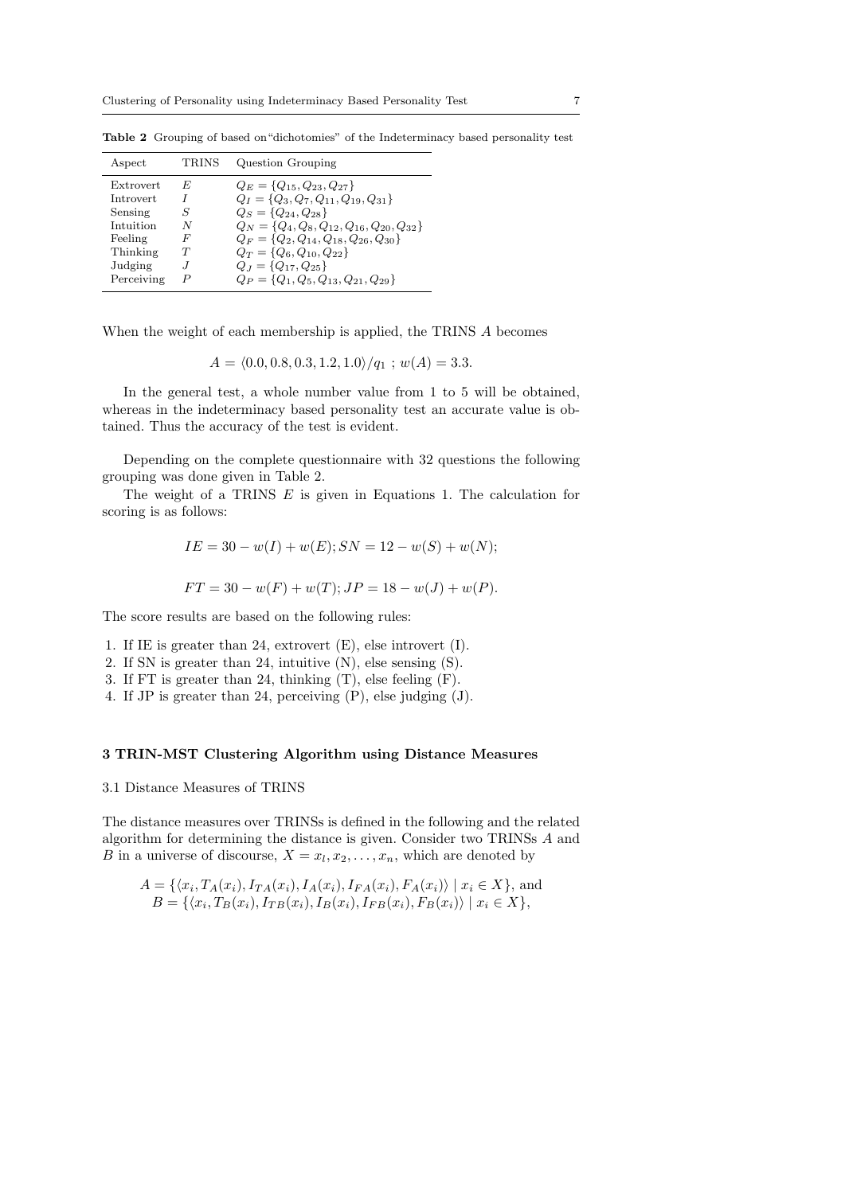**Table 2** Grouping of based on"dichotomies" of the Indeterminacy based personality test

| Aspect | TRINS | Question Grouping |
|---|---|---|
| Extrovert | $E$ | $Q_E = \{Q_{15}, Q_{23}, Q_{27}\}$ |
| Introvert | $I$ | $Q_I = \{Q_3, Q_7, Q_{11}, Q_{19}, Q_{31}\}$ |
| Sensing | $S$ | $Q_S = \{Q_{24}, Q_{28}\}$ |
| Intuition | $N$ | $Q_N = \{Q_4, Q_8, Q_{12}, Q_{16}, Q_{20}, Q_{32}\}$ |
| Feeling | $F$ | $Q_F = \{Q_2, Q_{14}, Q_{18}, Q_{26}, Q_{30}\}$ |
| Thinking | $T$ | $Q_T = \{Q_6, Q_{10}, Q_{22}\}$ |
| Judging | $J$ | $Q_J = \{Q_{17}, Q_{25}\}$ |
| Perceiving | $P$ | $Q_P = \{Q_1, Q_5, Q_{13}, Q_{21}, Q_{29}\}$ |

When the weight of each membership is applied, the TRINS $A$ becomes

$$A = \langle 0.0, 0.8, 0.3, 1.2, 1.0 \rangle / q_1 \; ; \; w(A) = 3.3.$$

In the general test, a whole number value from 1 to 5 will be obtained, whereas in the indeterminacy based personality test an accurate value is obtained. Thus the accuracy of the test is evident.

Depending on the complete questionnaire with 32 questions the following grouping was done given in Table 2.

The weight of a TRINS $E$ is given in Equations 1. The calculation for scoring is as follows:

$$IE = 30 - w(I) + w(E); SN = 12 - w(S) + w(N);$$

$$FT = 30 - w(F) + w(T); JP = 18 - w(J) + w(P).$$

The score results are based on the following rules:

1. If IE is greater than 24, extrovert (E), else introvert (I).
2. If SN is greater than 24, intuitive (N), else sensing (S).
3. If FT is greater than 24, thinking (T), else feeling (F).
4. If JP is greater than 24, perceiving (P), else judging (J).

## 3 TRIN-MST Clustering Algorithm using Distance Measures

### 3.1 Distance Measures of TRINS

The distance measures over TRINSs is defined in the following and the related algorithm for determining the distance is given. Consider two TRINSs $A$ and $B$ in a universe of discourse, $X = x_l, x_2, \dots, x_n$, which are denoted by

$$A = \{\langle x_i, T_A(x_i), I_{TA}(x_i), I_A(x_i), I_{FA}(x_i), F_A(x_i) \rangle \mid x_i \in X\}, \text{ and}$$
$$B = \{\langle x_i, T_B(x_i), I_{TB}(x_i), I_B(x_i), I_{FB}(x_i), F_B(x_i) \rangle \mid x_i \in X\},$$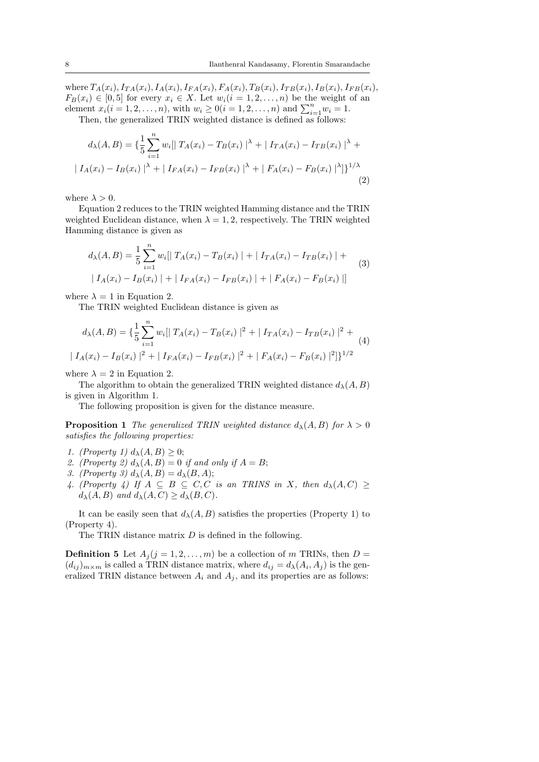where $T_A(x_i), I_{TA}(x_i), I_A(x_i), I_{FA}(x_i), F_A(x_i), T_B(x_i), I_{TB}(x_i), I_B(x_i), I_{FB}(x_i), F_B(x_i) \in [0, 5]$ for every $x_i \in X$. Let $w_i (i = 1, 2, \ldots, n)$ be the weight of an element $x_i (i = 1, 2, \ldots, n)$, with $w_i \geq 0 (i = 1, 2, \ldots, n)$ and $\sum_{i=1}^{n} w_i = 1$.

Then, the generalized TRIN weighted distance is defined as follows:

$$d_\lambda(A, B) = \{\frac{1}{5}\sum_{i=1}^{n} w_i[\mid T_A(x_i) - T_B(x_i) \mid^\lambda + \mid I_{TA}(x_i) - I_{TB}(x_i) \mid^\lambda + \mid I_A(x_i) - I_B(x_i) \mid^\lambda + \mid I_{FA}(x_i) - I_{FB}(x_i) \mid^\lambda + \mid F_A(x_i) - F_B(x_i) \mid^\lambda]\}^{1/\lambda} \quad (2)$$

where $\lambda > 0$.

Equation 2 reduces to the TRIN weighted Hamming distance and the TRIN weighted Euclidean distance, when $\lambda = 1, 2$, respectively. The TRIN weighted Hamming distance is given as

$$d_\lambda(A, B) = \frac{1}{5}\sum_{i=1}^{n} w_i[\mid T_A(x_i) - T_B(x_i) \mid + \mid I_{TA}(x_i) - I_{TB}(x_i) \mid + \mid I_A(x_i) - I_B(x_i) \mid + \mid I_{FA}(x_i) - I_{FB}(x_i) \mid + \mid F_A(x_i) - F_B(x_i) \mid] \quad (3)$$

where $\lambda = 1$ in Equation 2.

The TRIN weighted Euclidean distance is given as

$$d_\lambda(A, B) = \{\frac{1}{5}\sum_{i=1}^{n} w_i[\mid T_A(x_i) - T_B(x_i) \mid^2 + \mid I_{TA}(x_i) - I_{TB}(x_i) \mid^2 + \mid I_A(x_i) - I_B(x_i) \mid^2 + \mid I_{FA}(x_i) - I_{FB}(x_i) \mid^2 + \mid F_A(x_i) - F_B(x_i) \mid^2]\}^{1/2} \quad (4)$$

where $\lambda = 2$ in Equation 2.

The algorithm to obtain the generalized TRIN weighted distance $d_\lambda(A, B)$ is given in Algorithm 1.

The following proposition is given for the distance measure.

**Proposition 1** *The generalized TRIN weighted distance $d_\lambda(A, B)$ for $\lambda > 0$ satisfies the following properties:*

1. *(Property 1)* $d_\lambda(A, B) \geq 0$;
2. *(Property 2)* $d_\lambda(A, B) = 0$ *if and only if* $A = B$;
3. *(Property 3)* $d_\lambda(A, B) = d_\lambda(B, A)$;
4. *(Property 4) If* $A \subseteq B \subseteq C, C$ *is an TRINS in* $X$*, then* $d_\lambda(A, C) \geq d_\lambda(A, B)$ *and* $d_\lambda(A, C) \geq d_\lambda(B, C)$.

It can be easily seen that $d_\lambda(A, B)$ satisfies the properties (Property 1) to (Property 4).

The TRIN distance matrix $D$ is defined in the following.

**Definition 5** Let $A_j (j = 1, 2, \ldots, m)$ be a collection of $m$ TRINs, then $D = (d_{ij})_{m \times m}$ is called a TRIN distance matrix, where $d_{ij} = d_\lambda(A_i, A_j)$ is the generalized TRIN distance between $A_i$ and $A_j$, and its properties are as follows: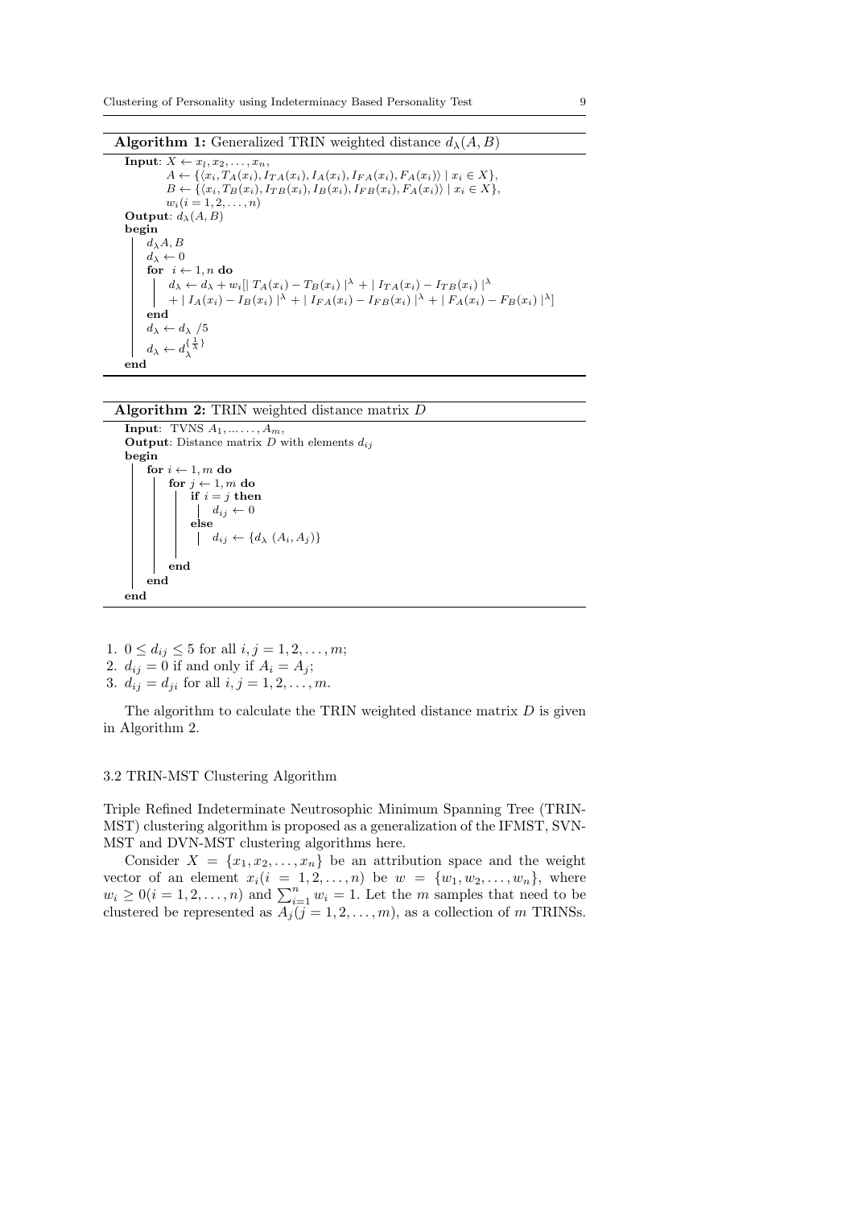**Algorithm 1:** Generalized TRIN weighted distance $d_\lambda(A,B)$

```
Input: X ← x_l, x_2, ..., x_n,
       A ← {⟨x_i, T_A(x_i), I_TA(x_i), I_A(x_i), I_FA(x_i), F_A(x_i)⟩ | x_i ∈ X},
       B ← {⟨x_i, T_B(x_i), I_TB(x_i), I_B(x_i), I_FB(x_i), F_A(x_i)⟩ | x_i ∈ X},
       w_i (i = 1, 2, ..., n)
Output: d_λ(A, B)
begin
    d_λ A, B
    d_λ ← 0
    for i ← 1, n do
        d_λ ← d_λ + w_i[| T_A(x_i) − T_B(x_i) |^λ + | I_TA(x_i) − I_TB(x_i) |^λ
              + | I_A(x_i) − I_B(x_i) |^λ + | I_FA(x_i) − I_FB(x_i) |^λ + | F_A(x_i) − F_B(x_i) |^λ]
    end
    d_λ ← d_λ /5
    d_λ ← d_λ^{1/λ}
end
```

**Algorithm 2:** TRIN weighted distance matrix $D$

```
Input: TVNS A_1, ......, A_m,
Output: Distance matrix D with elements d_ij
begin
    for i ← 1, m do
        for j ← 1, m do
            if i = j then
                d_ij ← 0
            else
                d_ij ← {d_λ (A_i, A_j)}

        end
    end
end
```

1. $0 \leq d_{ij} \leq 5$ for all $i, j = 1, 2, \ldots, m$;
2. $d_{ij} = 0$ if and only if $A_i = A_j$;
3. $d_{ij} = d_{ji}$ for all $i, j = 1, 2, \ldots, m$.

The algorithm to calculate the TRIN weighted distance matrix $D$ is given in Algorithm 2.

### 3.2 TRIN-MST Clustering Algorithm

Triple Refined Indeterminate Neutrosophic Minimum Spanning Tree (TRIN-MST) clustering algorithm is proposed as a generalization of the IFMST, SVN-MST and DVN-MST clustering algorithms here.

Consider $X = \{x_1, x_2, \ldots, x_n\}$ be an attribution space and the weight vector of an element $x_i (i = 1, 2, \ldots, n)$ be $w = \{w_1, w_2, \ldots, w_n\}$, where $w_i \geq 0 (i = 1, 2, \ldots, n)$ and $\sum_{i=1}^{n} w_i = 1$. Let the $m$ samples that need to be clustered be represented as $A_j (j = 1, 2, \ldots, m)$, as a collection of $m$ TRINSs.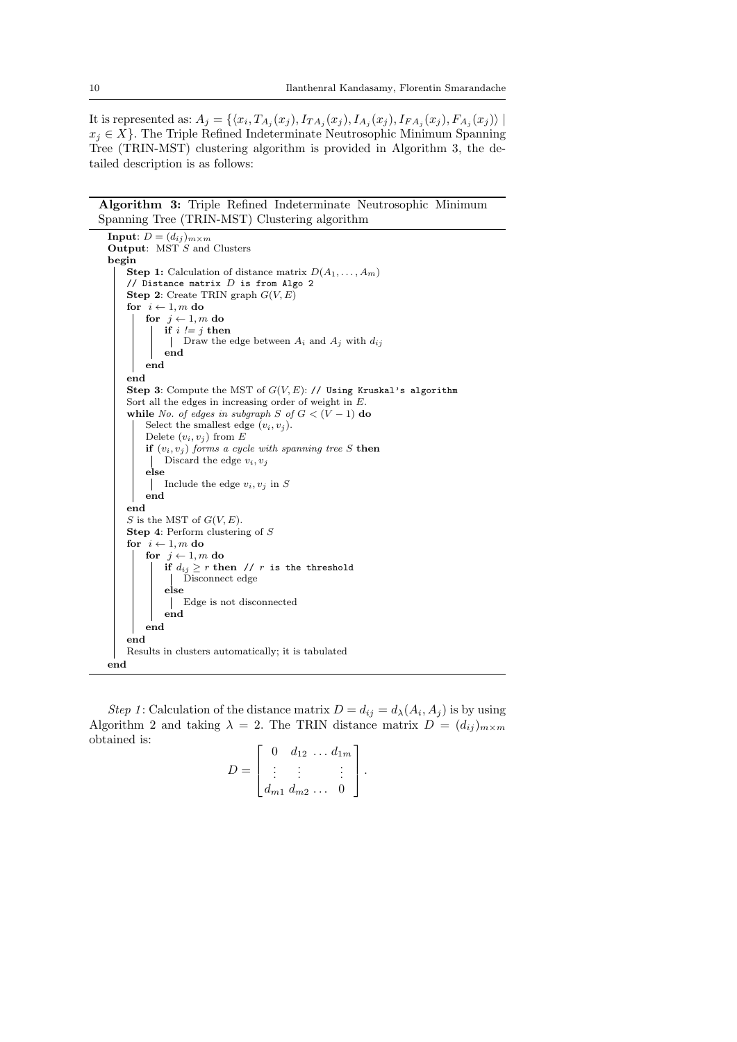It is represented as: $A_j = \{\langle x_i, T_{A_j}(x_j), I_{TA_j}(x_j), I_{A_j}(x_j), I_{FA_j}(x_j), F_{A_j}(x_j)\rangle \mid x_j \in X\}$. The Triple Refined Indeterminate Neutrosophic Minimum Spanning Tree (TRIN-MST) clustering algorithm is provided in Algorithm 3, the detailed description is as follows:

**Algorithm 3:** Triple Refined Indeterminate Neutrosophic Minimum Spanning Tree (TRIN-MST) Clustering algorithm

```
Input: D = (d_ij)_{m×m}
Output: MST S and Clusters
begin
    Step 1: Calculation of distance matrix D(A_1, ..., A_m)
    // Distance matrix D is from Algo 2
    Step 2: Create TRIN graph G(V, E)
    for i ← 1, m do
        for j ← 1, m do
            if i != j then
                Draw the edge between A_i and A_j with d_ij
            end
        end
    end
    Step 3: Compute the MST of G(V, E): // Using Kruskal's algorithm
    Sort all the edges in increasing order of weight in E.
    while No. of edges in subgraph S of G < (V − 1) do
        Select the smallest edge (v_i, v_j).
        Delete (v_i, v_j) from E
        if (v_i, v_j) forms a cycle with spanning tree S then
            Discard the edge v_i, v_j
        else
            Include the edge v_i, v_j in S
        end
    end
    S is the MST of G(V, E).
    Step 4: Perform clustering of S
    for i ← 1, m do
        for j ← 1, m do
            if d_ij ≥ r then // r is the threshold
                Disconnect edge
            else
                Edge is not disconnected
            end
        end
    end
    Results in clusters automatically; it is tabulated
end
```

*Step 1*: Calculation of the distance matrix $D = d_{ij} = d_\lambda(A_i, A_j)$ is by using Algorithm 2 and taking $\lambda = 2$. The TRIN distance matrix $D = (d_{ij})_{m\times m}$ obtained is:

$$D = \begin{bmatrix} 0 & d_{12} & \dots & d_{1m} \\ \vdots & \vdots & & \vdots \\ d_{m1} & d_{m2} & \dots & 0 \end{bmatrix}.$$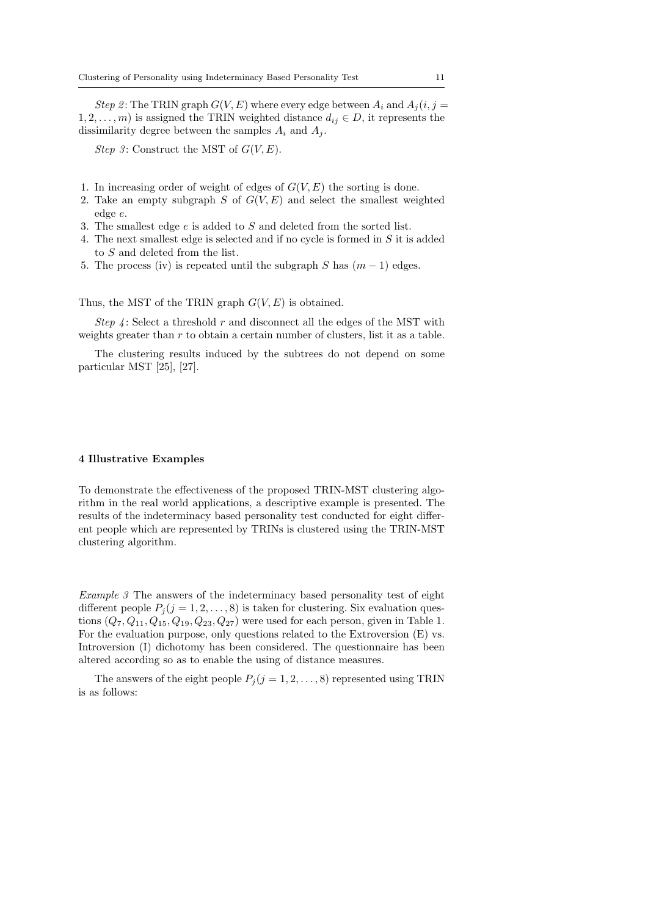*Step 2*: The TRIN graph $G(V, E)$ where every edge between $A_i$ and $A_j (i, j = 1, 2, \ldots, m)$ is assigned the TRIN weighted distance $d_{ij} \in D$, it represents the dissimilarity degree between the samples $A_i$ and $A_j$.

*Step 3*: Construct the MST of $G(V, E)$.

1. In increasing order of weight of edges of $G(V, E)$ the sorting is done.
2. Take an empty subgraph $S$ of $G(V, E)$ and select the smallest weighted edge $e$.
3. The smallest edge $e$ is added to $S$ and deleted from the sorted list.
4. The next smallest edge is selected and if no cycle is formed in $S$ it is added to $S$ and deleted from the list.
5. The process (iv) is repeated until the subgraph $S$ has $(m - 1)$ edges.

Thus, the MST of the TRIN graph $G(V, E)$ is obtained.

*Step 4*: Select a threshold $r$ and disconnect all the edges of the MST with weights greater than $r$ to obtain a certain number of clusters, list it as a table.

The clustering results induced by the subtrees do not depend on some particular MST [25], [27].

## 4 Illustrative Examples

To demonstrate the effectiveness of the proposed TRIN-MST clustering algorithm in the real world applications, a descriptive example is presented. The results of the indeterminacy based personality test conducted for eight different people which are represented by TRINs is clustered using the TRIN-MST clustering algorithm.

*Example 3* The answers of the indeterminacy based personality test of eight different people $P_j (j = 1, 2, \ldots, 8)$ is taken for clustering. Six evaluation questions $(Q_7, Q_{11}, Q_{15}, Q_{19}, Q_{23}, Q_{27})$ were used for each person, given in Table 1. For the evaluation purpose, only questions related to the Extroversion (E) vs. Introversion (I) dichotomy has been considered. The questionnaire has been altered according so as to enable the using of distance measures.

The answers of the eight people $P_j (j = 1, 2, \ldots, 8)$ represented using TRIN is as follows: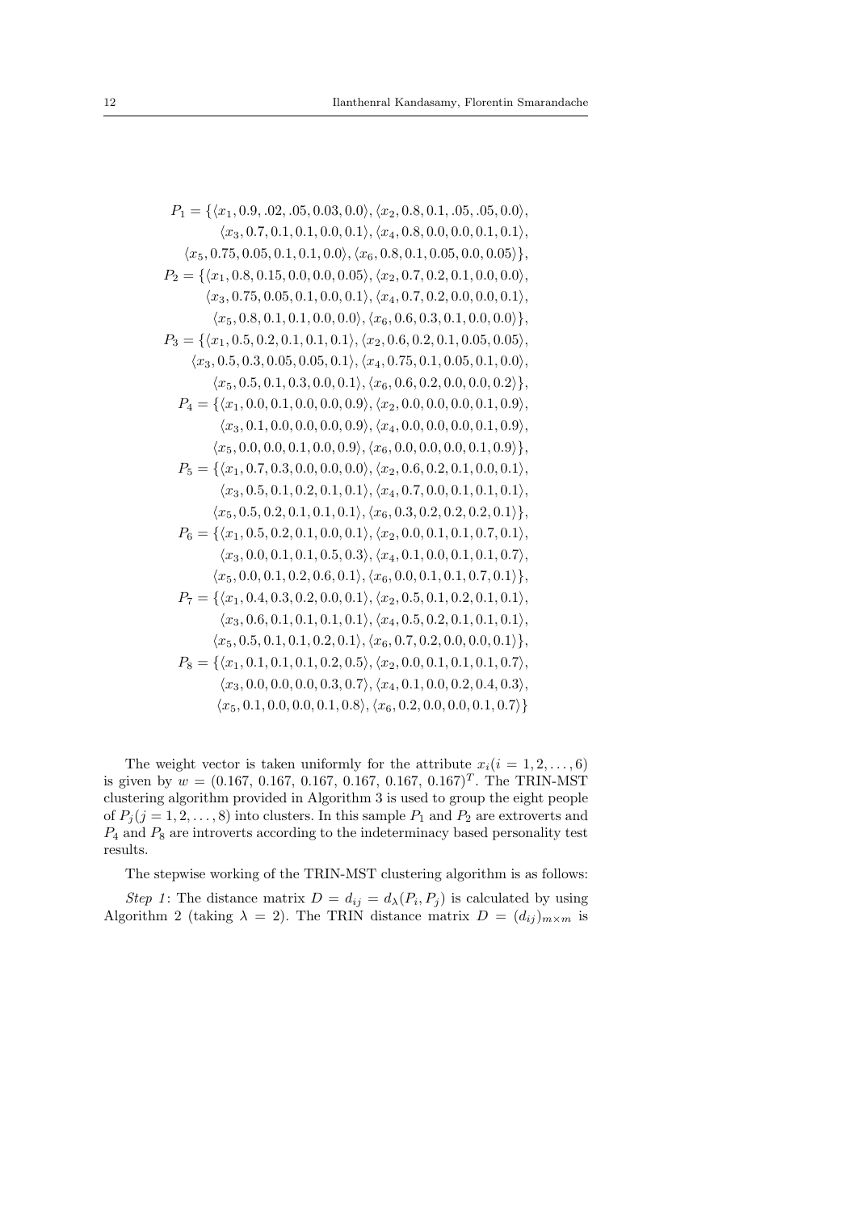$$
\begin{aligned}
P_1 = \{&\langle x_1, 0.9, .02, .05, 0.03, 0.0\rangle, \langle x_2, 0.8, 0.1, .05, .05, 0.0\rangle,\\
&\langle x_3, 0.7, 0.1, 0.1, 0.0, 0.1\rangle, \langle x_4, 0.8, 0.0, 0.0, 0.1, 0.1\rangle,\\
&\langle x_5, 0.75, 0.05, 0.1, 0.1, 0.0\rangle, \langle x_6, 0.8, 0.1, 0.05, 0.0, 0.05\rangle\},\\
P_2 = \{&\langle x_1, 0.8, 0.15, 0.0, 0.0, 0.05\rangle, \langle x_2, 0.7, 0.2, 0.1, 0.0, 0.0\rangle,\\
&\langle x_3, 0.75, 0.05, 0.1, 0.0, 0.1\rangle, \langle x_4, 0.7, 0.2, 0.0, 0.0, 0.1\rangle,\\
&\langle x_5, 0.8, 0.1, 0.1, 0.0, 0.0\rangle, \langle x_6, 0.6, 0.3, 0.1, 0.0, 0.0\rangle\},\\
P_3 = \{&\langle x_1, 0.5, 0.2, 0.1, 0.1, 0.1\rangle, \langle x_2, 0.6, 0.2, 0.1, 0.05, 0.05\rangle,\\
&\langle x_3, 0.5, 0.3, 0.05, 0.05, 0.1\rangle, \langle x_4, 0.75, 0.1, 0.05, 0.1, 0.0\rangle,\\
&\langle x_5, 0.5, 0.1, 0.3, 0.0, 0.1\rangle, \langle x_6, 0.6, 0.2, 0.0, 0.0, 0.2\rangle\},\\
P_4 = \{&\langle x_1, 0.0, 0.1, 0.0, 0.0, 0.9\rangle, \langle x_2, 0.0, 0.0, 0.0, 0.1, 0.9\rangle,\\
&\langle x_3, 0.1, 0.0, 0.0, 0.0, 0.9\rangle, \langle x_4, 0.0, 0.0, 0.0, 0.1, 0.9\rangle,\\
&\langle x_5, 0.0, 0.0, 0.1, 0.0, 0.9\rangle, \langle x_6, 0.0, 0.0, 0.0, 0.1, 0.9\rangle\},\\
P_5 = \{&\langle x_1, 0.7, 0.3, 0.0, 0.0, 0.0\rangle, \langle x_2, 0.6, 0.2, 0.1, 0.0, 0.1\rangle,\\
&\langle x_3, 0.5, 0.1, 0.2, 0.1, 0.1\rangle, \langle x_4, 0.7, 0.0, 0.1, 0.1, 0.1\rangle,\\
&\langle x_5, 0.5, 0.2, 0.1, 0.1, 0.1\rangle, \langle x_6, 0.3, 0.2, 0.2, 0.2, 0.1\rangle\},\\
P_6 = \{&\langle x_1, 0.5, 0.2, 0.1, 0.0, 0.1\rangle, \langle x_2, 0.0, 0.1, 0.1, 0.7, 0.1\rangle,\\
&\langle x_3, 0.0, 0.1, 0.1, 0.5, 0.3\rangle, \langle x_4, 0.1, 0.0, 0.1, 0.1, 0.7\rangle,\\
&\langle x_5, 0.0, 0.1, 0.2, 0.6, 0.1\rangle, \langle x_6, 0.0, 0.1, 0.1, 0.7, 0.1\rangle\},\\
P_7 = \{&\langle x_1, 0.4, 0.3, 0.2, 0.0, 0.1\rangle, \langle x_2, 0.5, 0.1, 0.2, 0.1, 0.1\rangle,\\
&\langle x_3, 0.6, 0.1, 0.1, 0.1, 0.1\rangle, \langle x_4, 0.5, 0.2, 0.1, 0.1, 0.1\rangle,\\
&\langle x_5, 0.5, 0.1, 0.1, 0.2, 0.1\rangle, \langle x_6, 0.7, 0.2, 0.0, 0.0, 0.1\rangle\},\\
P_8 = \{&\langle x_1, 0.1, 0.1, 0.1, 0.2, 0.5\rangle, \langle x_2, 0.0, 0.1, 0.1, 0.1, 0.7\rangle,\\
&\langle x_3, 0.0, 0.0, 0.0, 0.3, 0.7\rangle, \langle x_4, 0.1, 0.0, 0.2, 0.4, 0.3\rangle,\\
&\langle x_5, 0.1, 0.0, 0.0, 0.1, 0.8\rangle, \langle x_6, 0.2, 0.0, 0.0, 0.1, 0.7\rangle\}
\end{aligned}
$$

The weight vector is taken uniformly for the attribute $x_i (i = 1, 2, \ldots, 6)$ is given by $w = (0.167,\ 0.167,\ 0.167,\ 0.167,\ 0.167,\ 0.167)^T$. The TRIN-MST clustering algorithm provided in Algorithm 3 is used to group the eight people of $P_j (j = 1, 2, \ldots, 8)$ into clusters. In this sample $P_1$ and $P_2$ are extroverts and $P_4$ and $P_8$ are introverts according to the indeterminacy based personality test results.

The stepwise working of the TRIN-MST clustering algorithm is as follows:

*Step 1*: The distance matrix $D = d_{ij} = d_\lambda(P_i, P_j)$ is calculated by using Algorithm 2 (taking $\lambda = 2$). The TRIN distance matrix $D = (d_{ij})_{m\times m}$ is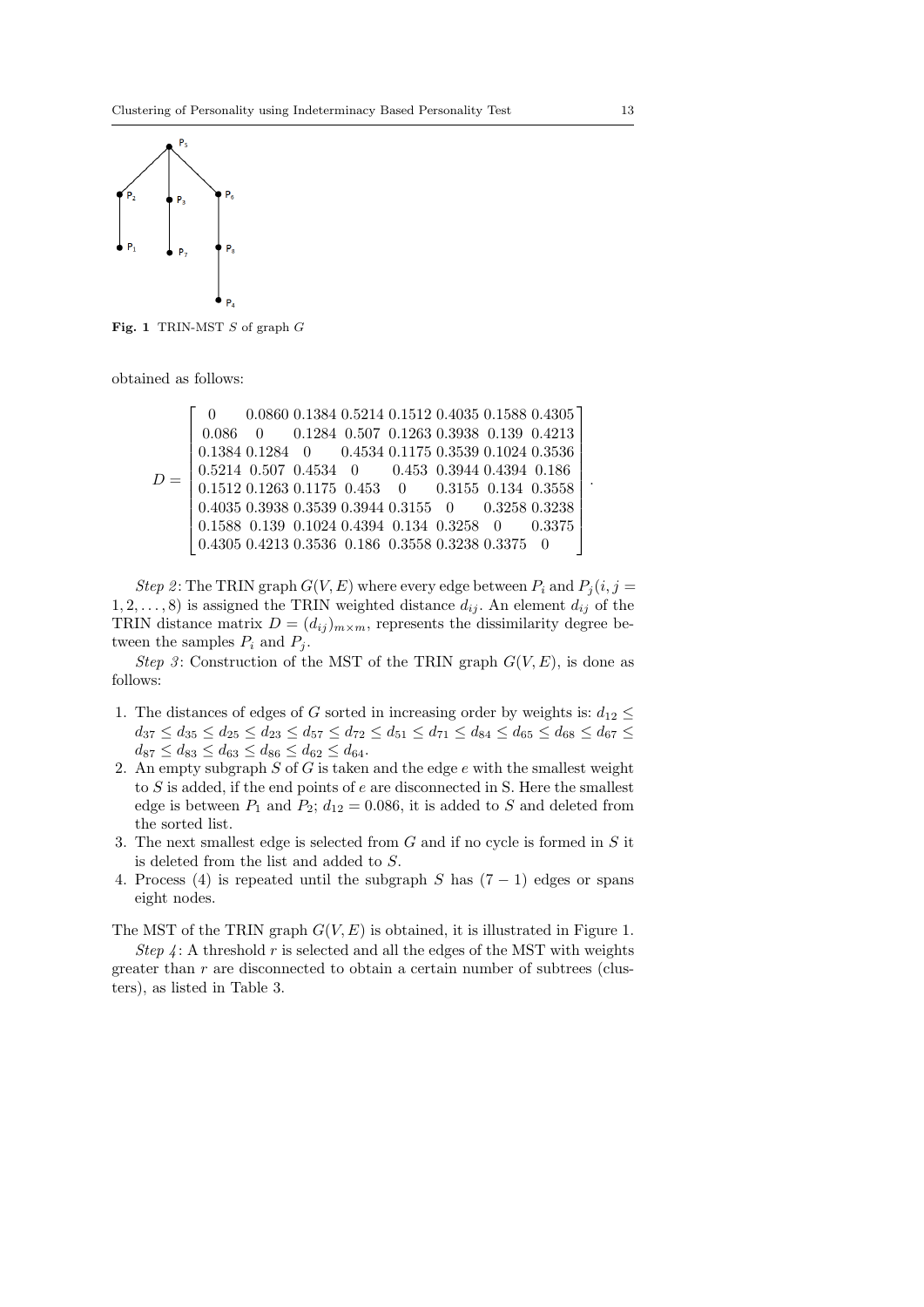Fig. 1 TRIN-MST $S$ of graph $G$

obtained as follows:

$$D = \begin{bmatrix} 0 & 0.0860 & 0.1384 & 0.5214 & 0.1512 & 0.4035 & 0.1588 & 0.4305 \\ 0.086 & 0 & 0.1284 & 0.507 & 0.1263 & 0.3938 & 0.139 & 0.4213 \\ 0.1384 & 0.1284 & 0 & 0.4534 & 0.1175 & 0.3539 & 0.1024 & 0.3536 \\ 0.5214 & 0.507 & 0.4534 & 0 & 0.453 & 0.3944 & 0.4394 & 0.186 \\ 0.1512 & 0.1263 & 0.1175 & 0.453 & 0 & 0.3155 & 0.134 & 0.3558 \\ 0.4035 & 0.3938 & 0.3539 & 0.3944 & 0.3155 & 0 & 0.3258 & 0.3238 \\ 0.1588 & 0.139 & 0.1024 & 0.4394 & 0.134 & 0.3258 & 0 & 0.3375 \\ 0.4305 & 0.4213 & 0.3536 & 0.186 & 0.3558 & 0.3238 & 0.3375 & 0 \end{bmatrix}.$$

*Step 2*: The TRIN graph $G(V, E)$ where every edge between $P_i$ and $P_j (i, j = 1, 2, \ldots, 8)$ is assigned the TRIN weighted distance $d_{ij}$. An element $d_{ij}$ of the TRIN distance matrix $D = (d_{ij})_{m \times m}$, represents the dissimilarity degree between the samples $P_i$ and $P_j$.

*Step 3*: Construction of the MST of the TRIN graph $G(V, E)$, is done as follows:

1. The distances of edges of $G$ sorted in increasing order by weights is: $d_{12} \leq d_{37} \leq d_{35} \leq d_{25} \leq d_{23} \leq d_{57} \leq d_{72} \leq d_{51} \leq d_{71} \leq d_{84} \leq d_{65} \leq d_{68} \leq d_{67} \leq d_{87} \leq d_{83} \leq d_{63} \leq d_{86} \leq d_{62} \leq d_{64}$.
2. An empty subgraph $S$ of $G$ is taken and the edge $e$ with the smallest weight to $S$ is added, if the end points of $e$ are disconnected in S. Here the smallest edge is between $P_1$ and $P_2$; $d_{12} = 0.086$, it is added to $S$ and deleted from the sorted list.
3. The next smallest edge is selected from $G$ and if no cycle is formed in $S$ it is deleted from the list and added to $S$.
4. Process (4) is repeated until the subgraph $S$ has $(7 - 1)$ edges or spans eight nodes.

The MST of the TRIN graph $G(V, E)$ is obtained, it is illustrated in Figure 1.

*Step 4*: A threshold $r$ is selected and all the edges of the MST with weights greater than $r$ are disconnected to obtain a certain number of subtrees (clusters), as listed in Table 3.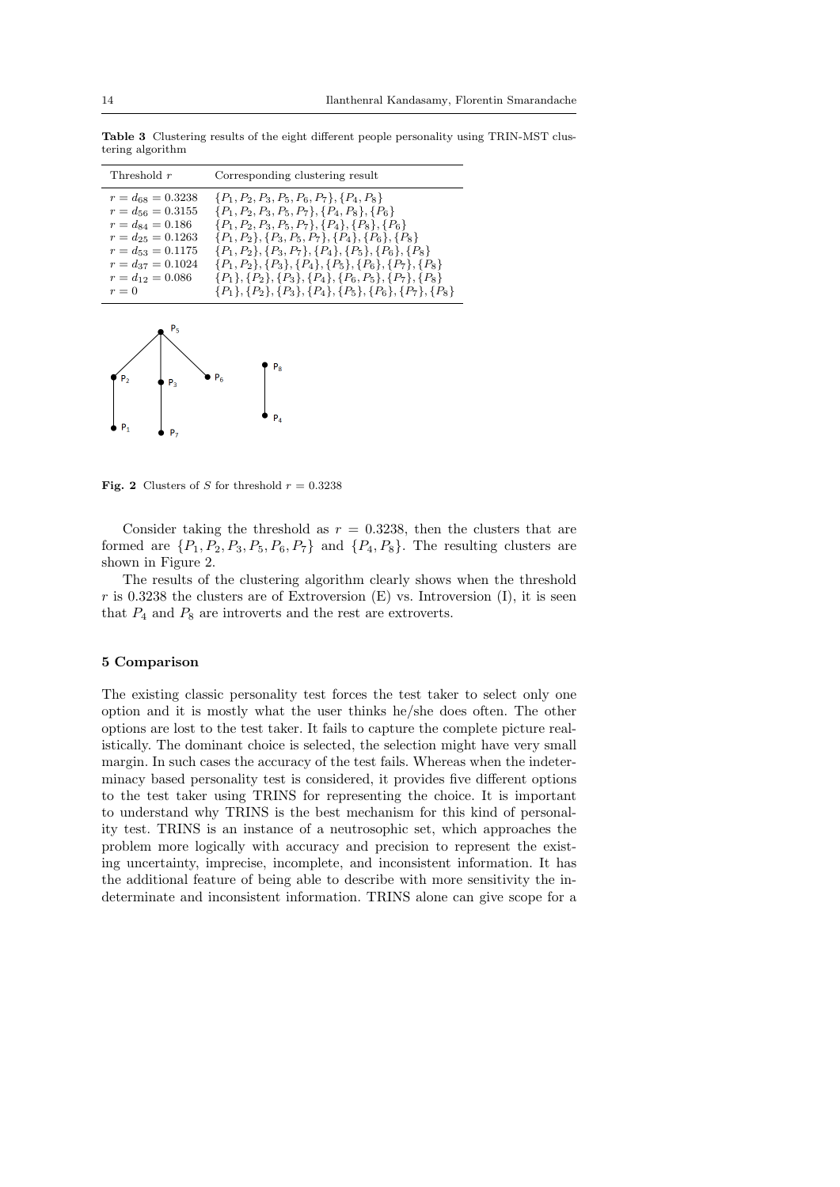**Table 3** Clustering results of the eight different people personality using TRIN-MST clustering algorithm

| Threshold $r$ | Corresponding clustering result |
|---|---|
| $r = d_{68} = 0.3238$ | $\{P_1, P_2, P_3, P_5, P_6, P_7\}, \{P_4, P_8\}$ |
| $r = d_{56} = 0.3155$ | $\{P_1, P_2, P_3, P_5, P_7\}, \{P_4, P_8\}, \{P_6\}$ |
| $r = d_{84} = 0.186$ | $\{P_1, P_2, P_3, P_5, P_7\}, \{P_4\}, \{P_8\}, \{P_6\}$ |
| $r = d_{25} = 0.1263$ | $\{P_1, P_2\}, \{P_3, P_5, P_7\}, \{P_4\}, \{P_6\}, \{P_8\}$ |
| $r = d_{53} = 0.1175$ | $\{P_1, P_2\}, \{P_3, P_7\}, \{P_4\}, \{P_5\}, \{P_6\}, \{P_8\}$ |
| $r = d_{37} = 0.1024$ | $\{P_1, P_2\}, \{P_3\}, \{P_4\}, \{P_5\}, \{P_6\}, \{P_7\}, \{P_8\}$ |
| $r = d_{12} = 0.086$ | $\{P_1\}, \{P_2\}, \{P_3\}, \{P_4\}, \{P_6, P_5\}, \{P_7\}, \{P_8\}$ |
| $r = 0$ | $\{P_1\}, \{P_2\}, \{P_3\}, \{P_4\}, \{P_5\}, \{P_6\}, \{P_7\}, \{P_8\}$ |

**Fig. 2** Clusters of $S$ for threshold $r = 0.3238$

Consider taking the threshold as $r = 0.3238$, then the clusters that are formed are $\{P_1, P_2, P_3, P_5, P_6, P_7\}$ and $\{P_4, P_8\}$. The resulting clusters are shown in Figure 2.

The results of the clustering algorithm clearly shows when the threshold $r$ is 0.3238 the clusters are of Extroversion (E) vs. Introversion (I), it is seen that $P_4$ and $P_8$ are introverts and the rest are extroverts.

## 5 Comparison

The existing classic personality test forces the test taker to select only one option and it is mostly what the user thinks he/she does often. The other options are lost to the test taker. It fails to capture the complete picture realistically. The dominant choice is selected, the selection might have very small margin. In such cases the accuracy of the test fails. Whereas when the indeterminacy based personality test is considered, it provides five different options to the test taker using TRINS for representing the choice. It is important to understand why TRINS is the best mechanism for this kind of personality test. TRINS is an instance of a neutrosophic set, which approaches the problem more logically with accuracy and precision to represent the existing uncertainty, imprecise, incomplete, and inconsistent information. It has the additional feature of being able to describe with more sensitivity the indeterminate and inconsistent information. TRINS alone can give scope for a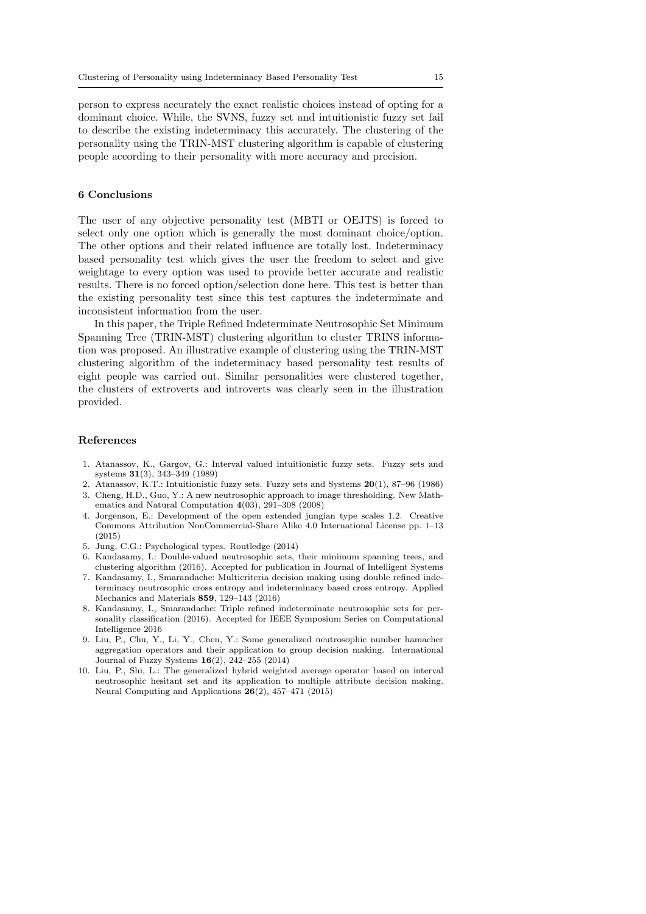person to express accurately the exact realistic choices instead of opting for a dominant choice. While, the SVNS, fuzzy set and intuitionistic fuzzy set fail to describe the existing indeterminacy this accurately. The clustering of the personality using the TRIN-MST clustering algorithm is capable of clustering people according to their personality with more accuracy and precision.

## 6 Conclusions

The user of any objective personality test (MBTI or OEJTS) is forced to select only one option which is generally the most dominant choice/option. The other options and their related influence are totally lost. Indeterminacy based personality test which gives the user the freedom to select and give weightage to every option was used to provide better accurate and realistic results. There is no forced option/selection done here. This test is better than the existing personality test since this test captures the indeterminate and inconsistent information from the user.

In this paper, the Triple Refined Indeterminate Neutrosophic Set Minimum Spanning Tree (TRIN-MST) clustering algorithm to cluster TRINS information was proposed. An illustrative example of clustering using the TRIN-MST clustering algorithm of the indeterminacy based personality test results of eight people was carried out. Similar personalities were clustered together, the clusters of extroverts and introverts was clearly seen in the illustration provided.

## References

1. Atanassov, K., Gargov, G.: Interval valued intuitionistic fuzzy sets. Fuzzy sets and systems **31**(3), 343–349 (1989)
2. Atanassov, K.T.: Intuitionistic fuzzy sets. Fuzzy sets and Systems **20**(1), 87–96 (1986)
3. Cheng, H.D., Guo, Y.: A new neutrosophic approach to image thresholding. New Mathematics and Natural Computation **4**(03), 291–308 (2008)
4. Jorgenson, E.: Development of the open extended jungian type scales 1.2. Creative Commons Attribution NonCommercial-Share Alike 4.0 International License pp. 1–13 (2015)
5. Jung, C.G.: Psychological types. Routledge (2014)
6. Kandasamy, I.: Double-valued neutrosophic sets, their minimum spanning trees, and clustering algorithm (2016). Accepted for publication in Journal of Intelligent Systems
7. Kandasamy, I., Smarandache: Multicriteria decision making using double refined indeterminacy neutrosophic cross entropy and indeterminacy based cross entropy. Applied Mechanics and Materials **859**, 129–143 (2016)
8. Kandasamy, I., Smarandache: Triple refined indeterminate neutrosophic sets for personality classification (2016). Accepted for IEEE Symposium Series on Computational Intelligence 2016
9. Liu, P., Chu, Y., Li, Y., Chen, Y.: Some generalized neutrosophic number hamacher aggregation operators and their application to group decision making. International Journal of Fuzzy Systems **16**(2), 242–255 (2014)
10. Liu, P., Shi, L.: The generalized hybrid weighted average operator based on interval neutrosophic hesitant set and its application to multiple attribute decision making. Neural Computing and Applications **26**(2), 457–471 (2015)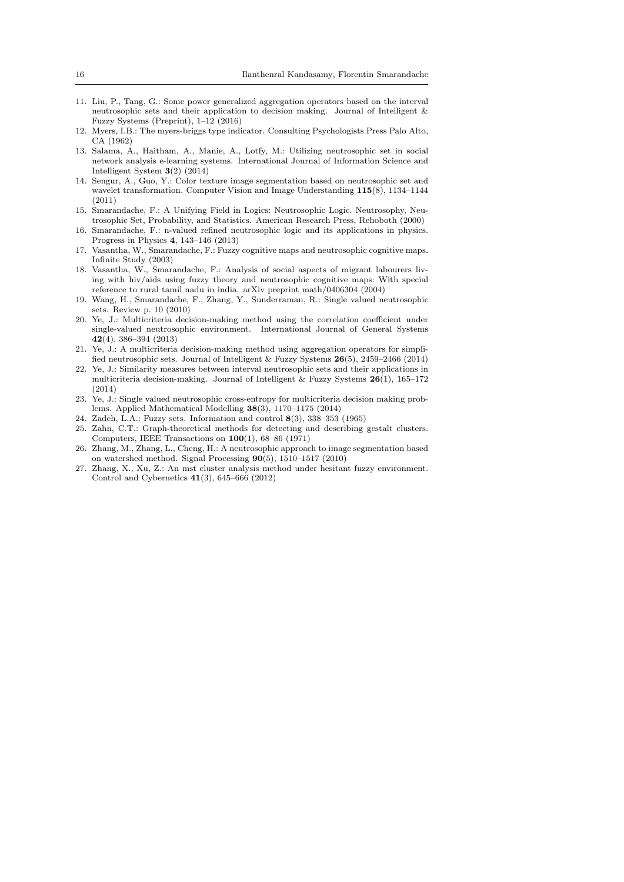11. Liu, P., Tang, G.: Some power generalized aggregation operators based on the interval neutrosophic sets and their application to decision making. Journal of Intelligent & Fuzzy Systems (Preprint), 1–12 (2016)
12. Myers, I.B.: The myers-briggs type indicator. Consulting Psychologists Press Palo Alto, CA (1962)
13. Salama, A., Haitham, A., Manie, A., Lotfy, M.: Utilizing neutrosophic set in social network analysis e-learning systems. International Journal of Information Science and Intelligent System **3**(2) (2014)
14. Sengur, A., Guo, Y.: Color texture image segmentation based on neutrosophic set and wavelet transformation. Computer Vision and Image Understanding **115**(8), 1134–1144 (2011)
15. Smarandache, F.: A Unifying Field in Logics: Neutrosophic Logic. Neutrosophy, Neutrosophic Set, Probability, and Statistics. American Research Press, Rehoboth (2000)
16. Smarandache, F.: n-valued refined neutrosophic logic and its applications in physics. Progress in Physics **4**, 143–146 (2013)
17. Vasantha, W., Smarandache, F.: Fuzzy cognitive maps and neutrosophic cognitive maps. Infinite Study (2003)
18. Vasantha, W., Smarandache, F.: Analysis of social aspects of migrant labourers living with hiv/aids using fuzzy theory and neutrosophic cognitive maps: With special reference to rural tamil nadu in india. arXiv preprint math/0406304 (2004)
19. Wang, H., Smarandache, F., Zhang, Y., Sunderraman, R.: Single valued neutrosophic sets. Review p. 10 (2010)
20. Ye, J.: Multicriteria decision-making method using the correlation coefficient under single-valued neutrosophic environment. International Journal of General Systems **42**(4), 386–394 (2013)
21. Ye, J.: A multicriteria decision-making method using aggregation operators for simplified neutrosophic sets. Journal of Intelligent & Fuzzy Systems **26**(5), 2459–2466 (2014)
22. Ye, J.: Similarity measures between interval neutrosophic sets and their applications in multicriteria decision-making. Journal of Intelligent & Fuzzy Systems **26**(1), 165–172 (2014)
23. Ye, J.: Single valued neutrosophic cross-entropy for multicriteria decision making problems. Applied Mathematical Modelling **38**(3), 1170–1175 (2014)
24. Zadeh, L.A.: Fuzzy sets. Information and control **8**(3), 338–353 (1965)
25. Zahn, C.T.: Graph-theoretical methods for detecting and describing gestalt clusters. Computers, IEEE Transactions on **100**(1), 68–86 (1971)
26. Zhang, M., Zhang, L., Cheng, H.: A neutrosophic approach to image segmentation based on watershed method. Signal Processing **90**(5), 1510–1517 (2010)
27. Zhang, X., Xu, Z.: An mst cluster analysis method under hesitant fuzzy environment. Control and Cybernetics **41**(3), 645–666 (2012)